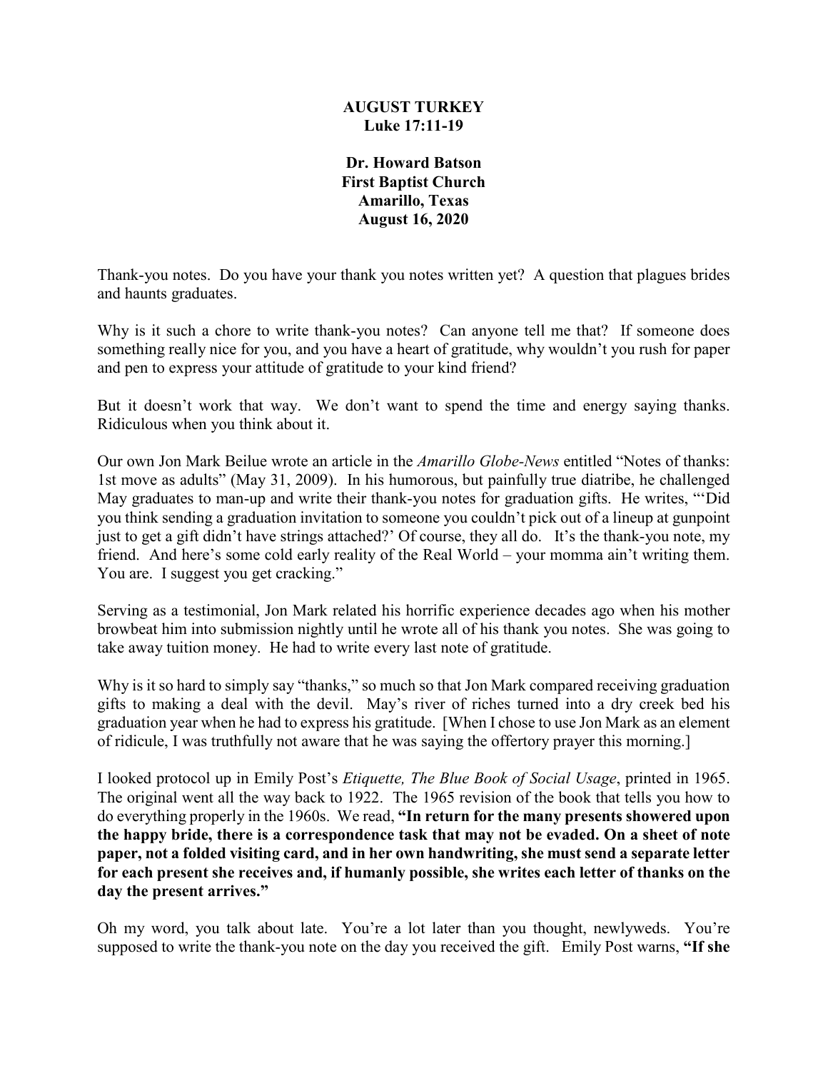# AUGUST TURKEY
## Luke 17:11-19

**Dr. Howard Batson**
**First Baptist Church**
**Amarillo, Texas**
**August 16, 2020**

Thank-you notes. Do you have your thank you notes written yet? A question that plagues brides and haunts graduates.

Why is it such a chore to write thank-you notes? Can anyone tell me that? If someone does something really nice for you, and you have a heart of gratitude, why wouldn't you rush for paper and pen to express your attitude of gratitude to your kind friend?

But it doesn't work that way. We don't want to spend the time and energy saying thanks. Ridiculous when you think about it.

Our own Jon Mark Beilue wrote an article in the *Amarillo Globe-News* entitled "Notes of thanks: 1st move as adults" (May 31, 2009). In his humorous, but painfully true diatribe, he challenged May graduates to man-up and write their thank-you notes for graduation gifts. He writes, "'Did you think sending a graduation invitation to someone you couldn't pick out of a lineup at gunpoint just to get a gift didn't have strings attached?' Of course, they all do. It's the thank-you note, my friend. And here's some cold early reality of the Real World – your momma ain't writing them. You are. I suggest you get cracking."

Serving as a testimonial, Jon Mark related his horrific experience decades ago when his mother browbeat him into submission nightly until he wrote all of his thank you notes. She was going to take away tuition money. He had to write every last note of gratitude.

Why is it so hard to simply say "thanks," so much so that Jon Mark compared receiving graduation gifts to making a deal with the devil. May's river of riches turned into a dry creek bed his graduation year when he had to express his gratitude. [When I chose to use Jon Mark as an element of ridicule, I was truthfully not aware that he was saying the offertory prayer this morning.]

I looked protocol up in Emily Post's *Etiquette, The Blue Book of Social Usage*, printed in 1965. The original went all the way back to 1922. The 1965 revision of the book that tells you how to do everything properly in the 1960s. We read, **"In return for the many presents showered upon the happy bride, there is a correspondence task that may not be evaded. On a sheet of note paper, not a folded visiting card, and in her own handwriting, she must send a separate letter for each present she receives and, if humanly possible, she writes each letter of thanks on the day the present arrives."**

Oh my word, you talk about late. You're a lot later than you thought, newlyweds. You're supposed to write the thank-you note on the day you received the gift. Emily Post warns, **"If she**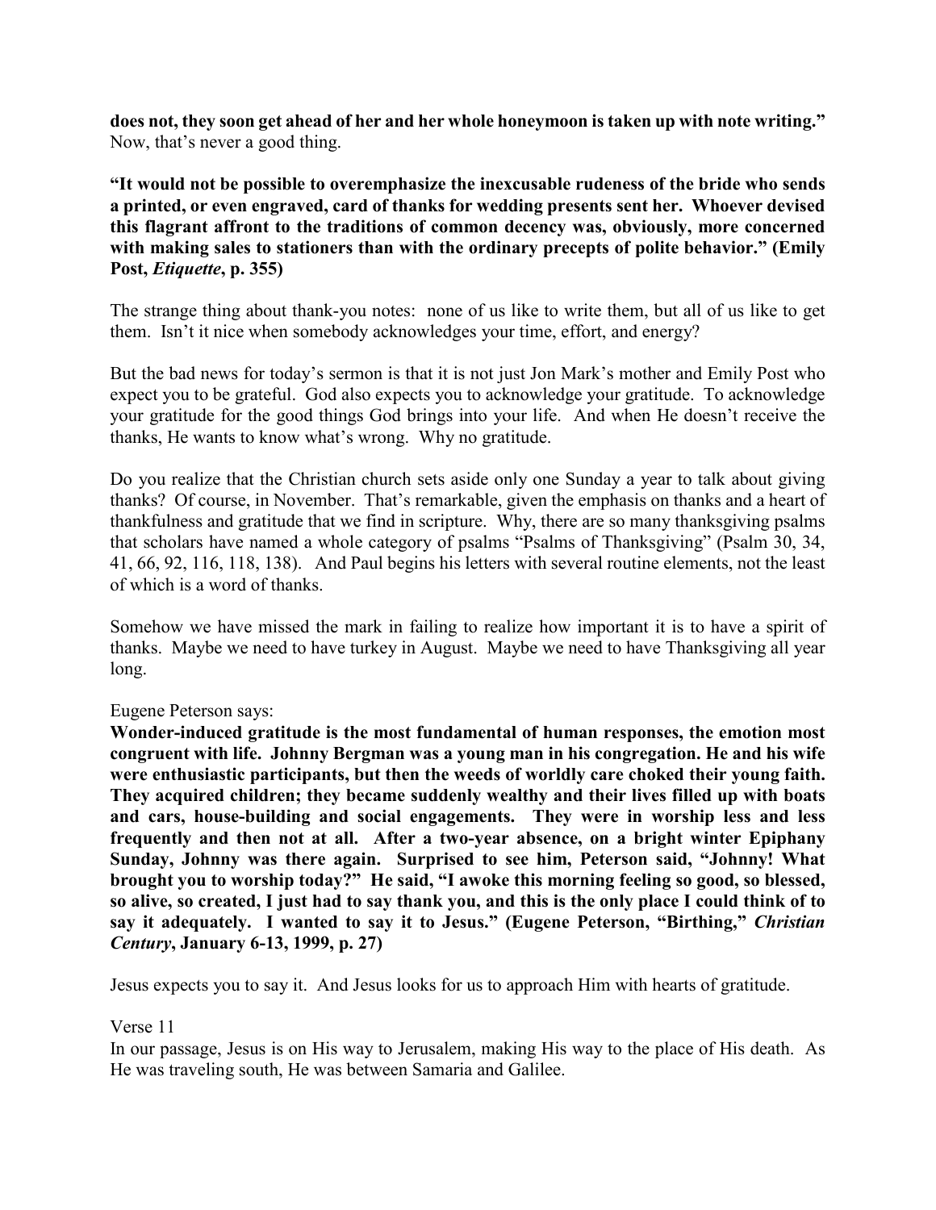**does not, they soon get ahead of her and her whole honeymoon is taken up with note writing."** Now, that's never a good thing.

**"It would not be possible to overemphasize the inexcusable rudeness of the bride who sends a printed, or even engraved, card of thanks for wedding presents sent her. Whoever devised this flagrant affront to the traditions of common decency was, obviously, more concerned with making sales to stationers than with the ordinary precepts of polite behavior." (Emily Post, *Etiquette*, p. 355)**

The strange thing about thank-you notes: none of us like to write them, but all of us like to get them. Isn't it nice when somebody acknowledges your time, effort, and energy?

But the bad news for today's sermon is that it is not just Jon Mark's mother and Emily Post who expect you to be grateful. God also expects you to acknowledge your gratitude. To acknowledge your gratitude for the good things God brings into your life. And when He doesn't receive the thanks, He wants to know what's wrong. Why no gratitude.

Do you realize that the Christian church sets aside only one Sunday a year to talk about giving thanks? Of course, in November. That's remarkable, given the emphasis on thanks and a heart of thankfulness and gratitude that we find in scripture. Why, there are so many thanksgiving psalms that scholars have named a whole category of psalms "Psalms of Thanksgiving" (Psalm 30, 34, 41, 66, 92, 116, 118, 138). And Paul begins his letters with several routine elements, not the least of which is a word of thanks.

Somehow we have missed the mark in failing to realize how important it is to have a spirit of thanks. Maybe we need to have turkey in August. Maybe we need to have Thanksgiving all year long.

Eugene Peterson says:
**Wonder-induced gratitude is the most fundamental of human responses, the emotion most congruent with life. Johnny Bergman was a young man in his congregation. He and his wife were enthusiastic participants, but then the weeds of worldly care choked their young faith. They acquired children; they became suddenly wealthy and their lives filled up with boats and cars, house-building and social engagements. They were in worship less and less frequently and then not at all. After a two-year absence, on a bright winter Epiphany Sunday, Johnny was there again. Surprised to see him, Peterson said, "Johnny! What brought you to worship today?" He said, "I awoke this morning feeling so good, so blessed, so alive, so created, I just had to say thank you, and this is the only place I could think of to say it adequately. I wanted to say it to Jesus." (Eugene Peterson, "Birthing," *Christian Century*, January 6-13, 1999, p. 27)**

Jesus expects you to say it. And Jesus looks for us to approach Him with hearts of gratitude.

Verse 11
In our passage, Jesus is on His way to Jerusalem, making His way to the place of His death. As He was traveling south, He was between Samaria and Galilee.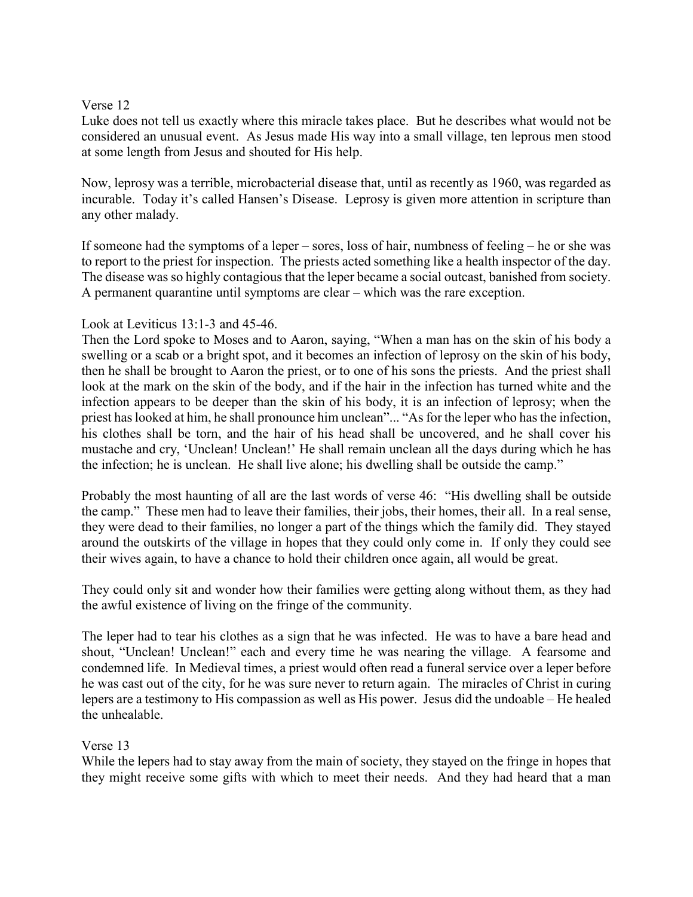Verse 12

Luke does not tell us exactly where this miracle takes place. But he describes what would not be considered an unusual event. As Jesus made His way into a small village, ten leprous men stood at some length from Jesus and shouted for His help.

Now, leprosy was a terrible, microbacterial disease that, until as recently as 1960, was regarded as incurable. Today it's called Hansen's Disease. Leprosy is given more attention in scripture than any other malady.

If someone had the symptoms of a leper – sores, loss of hair, numbness of feeling – he or she was to report to the priest for inspection. The priests acted something like a health inspector of the day. The disease was so highly contagious that the leper became a social outcast, banished from society. A permanent quarantine until symptoms are clear – which was the rare exception.

Look at Leviticus 13:1-3 and 45-46.

Then the Lord spoke to Moses and to Aaron, saying, "When a man has on the skin of his body a swelling or a scab or a bright spot, and it becomes an infection of leprosy on the skin of his body, then he shall be brought to Aaron the priest, or to one of his sons the priests. And the priest shall look at the mark on the skin of the body, and if the hair in the infection has turned white and the infection appears to be deeper than the skin of his body, it is an infection of leprosy; when the priest has looked at him, he shall pronounce him unclean"... "As for the leper who has the infection, his clothes shall be torn, and the hair of his head shall be uncovered, and he shall cover his mustache and cry, 'Unclean! Unclean!' He shall remain unclean all the days during which he has the infection; he is unclean. He shall live alone; his dwelling shall be outside the camp."

Probably the most haunting of all are the last words of verse 46: "His dwelling shall be outside the camp." These men had to leave their families, their jobs, their homes, their all. In a real sense, they were dead to their families, no longer a part of the things which the family did. They stayed around the outskirts of the village in hopes that they could only come in. If only they could see their wives again, to have a chance to hold their children once again, all would be great.

They could only sit and wonder how their families were getting along without them, as they had the awful existence of living on the fringe of the community.

The leper had to tear his clothes as a sign that he was infected. He was to have a bare head and shout, "Unclean! Unclean!" each and every time he was nearing the village. A fearsome and condemned life. In Medieval times, a priest would often read a funeral service over a leper before he was cast out of the city, for he was sure never to return again. The miracles of Christ in curing lepers are a testimony to His compassion as well as His power. Jesus did the undoable – He healed the unhealable.

Verse 13

While the lepers had to stay away from the main of society, they stayed on the fringe in hopes that they might receive some gifts with which to meet their needs. And they had heard that a man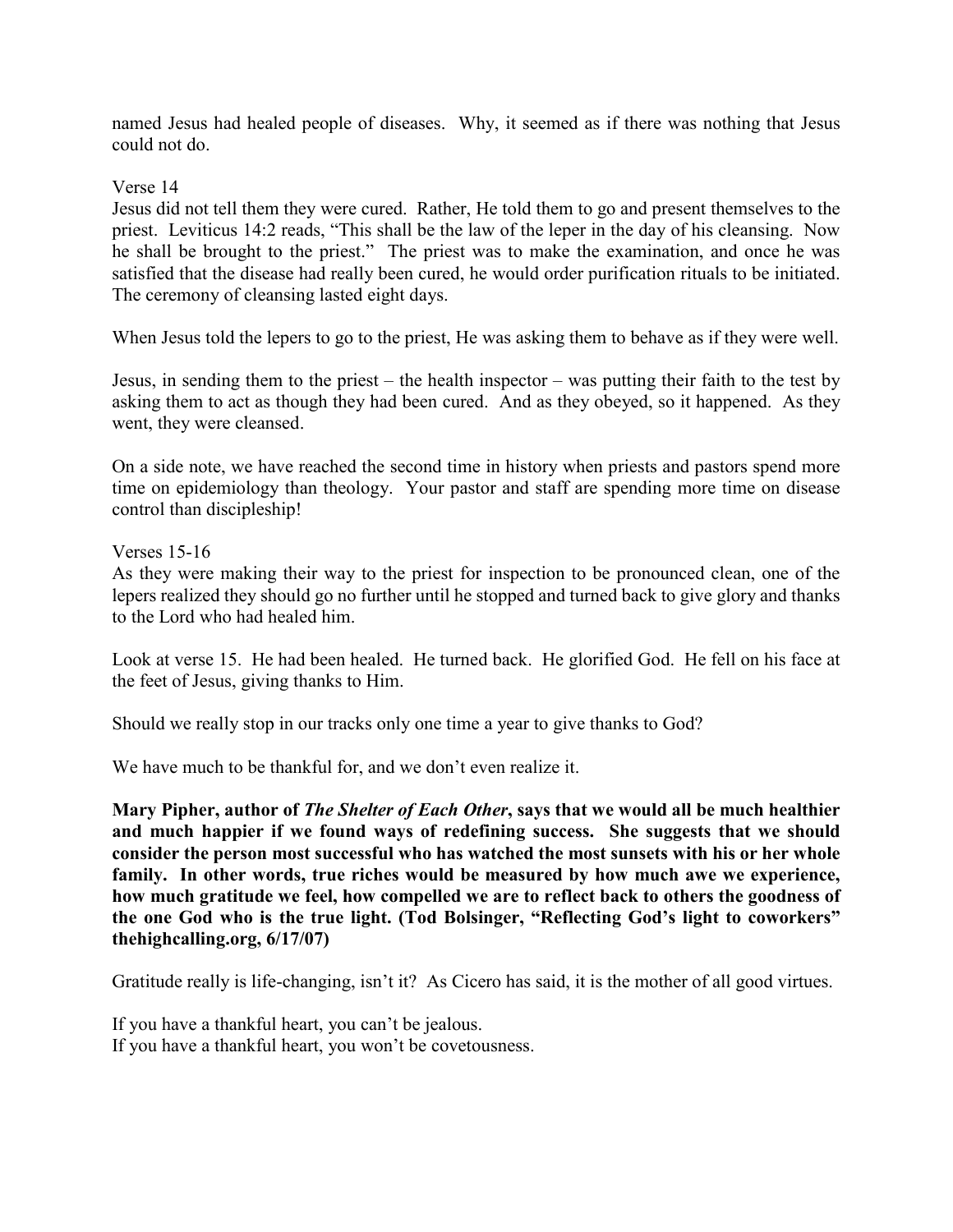named Jesus had healed people of diseases. Why, it seemed as if there was nothing that Jesus could not do.

Verse 14
Jesus did not tell them they were cured. Rather, He told them to go and present themselves to the priest. Leviticus 14:2 reads, "This shall be the law of the leper in the day of his cleansing. Now he shall be brought to the priest." The priest was to make the examination, and once he was satisfied that the disease had really been cured, he would order purification rituals to be initiated. The ceremony of cleansing lasted eight days.

When Jesus told the lepers to go to the priest, He was asking them to behave as if they were well.

Jesus, in sending them to the priest – the health inspector – was putting their faith to the test by asking them to act as though they had been cured. And as they obeyed, so it happened. As they went, they were cleansed.

On a side note, we have reached the second time in history when priests and pastors spend more time on epidemiology than theology. Your pastor and staff are spending more time on disease control than discipleship!

Verses 15-16
As they were making their way to the priest for inspection to be pronounced clean, one of the lepers realized they should go no further until he stopped and turned back to give glory and thanks to the Lord who had healed him.

Look at verse 15. He had been healed. He turned back. He glorified God. He fell on his face at the feet of Jesus, giving thanks to Him.

Should we really stop in our tracks only one time a year to give thanks to God?

We have much to be thankful for, and we don't even realize it.

**Mary Pipher, author of *The Shelter of Each Other*, says that we would all be much healthier and much happier if we found ways of redefining success. She suggests that we should consider the person most successful who has watched the most sunsets with his or her whole family. In other words, true riches would be measured by how much awe we experience, how much gratitude we feel, how compelled we are to reflect back to others the goodness of the one God who is the true light. (Tod Bolsinger, "Reflecting God's light to coworkers" thehighcalling.org, 6/17/07)**

Gratitude really is life-changing, isn't it? As Cicero has said, it is the mother of all good virtues.

If you have a thankful heart, you can't be jealous.
If you have a thankful heart, you won't be covetousness.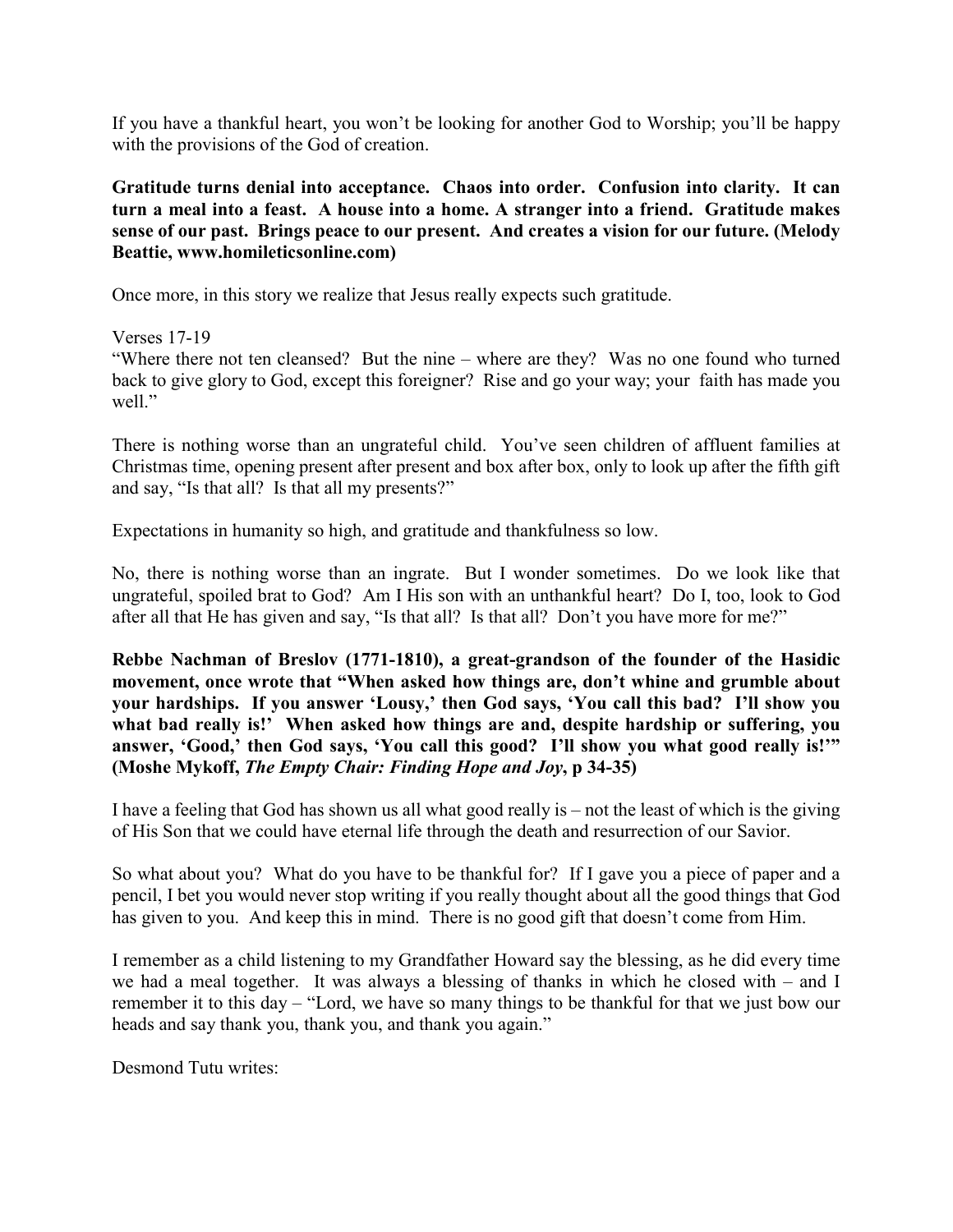If you have a thankful heart, you won't be looking for another God to Worship; you'll be happy with the provisions of the God of creation.

**Gratitude turns denial into acceptance. Chaos into order. Confusion into clarity. It can turn a meal into a feast. A house into a home. A stranger into a friend. Gratitude makes sense of our past. Brings peace to our present. And creates a vision for our future. (Melody Beattie, www.homileticsonline.com)**

Once more, in this story we realize that Jesus really expects such gratitude.

Verses 17-19
"Where there not ten cleansed? But the nine – where are they? Was no one found who turned back to give glory to God, except this foreigner? Rise and go your way; your faith has made you well."

There is nothing worse than an ungrateful child. You've seen children of affluent families at Christmas time, opening present after present and box after box, only to look up after the fifth gift and say, "Is that all? Is that all my presents?"

Expectations in humanity so high, and gratitude and thankfulness so low.

No, there is nothing worse than an ingrate. But I wonder sometimes. Do we look like that ungrateful, spoiled brat to God? Am I His son with an unthankful heart? Do I, too, look to God after all that He has given and say, "Is that all? Is that all? Don't you have more for me?"

**Rebbe Nachman of Breslov (1771-1810), a great-grandson of the founder of the Hasidic movement, once wrote that "When asked how things are, don't whine and grumble about your hardships. If you answer 'Lousy,' then God says, 'You call this bad? I'll show you what bad really is!' When asked how things are and, despite hardship or suffering, you answer, 'Good,' then God says, 'You call this good? I'll show you what good really is!'" (Moshe Mykoff, *The Empty Chair: Finding Hope and Joy*, p 34-35)**

I have a feeling that God has shown us all what good really is – not the least of which is the giving of His Son that we could have eternal life through the death and resurrection of our Savior.

So what about you? What do you have to be thankful for? If I gave you a piece of paper and a pencil, I bet you would never stop writing if you really thought about all the good things that God has given to you. And keep this in mind. There is no good gift that doesn't come from Him.

I remember as a child listening to my Grandfather Howard say the blessing, as he did every time we had a meal together. It was always a blessing of thanks in which he closed with – and I remember it to this day – "Lord, we have so many things to be thankful for that we just bow our heads and say thank you, thank you, and thank you again."

Desmond Tutu writes: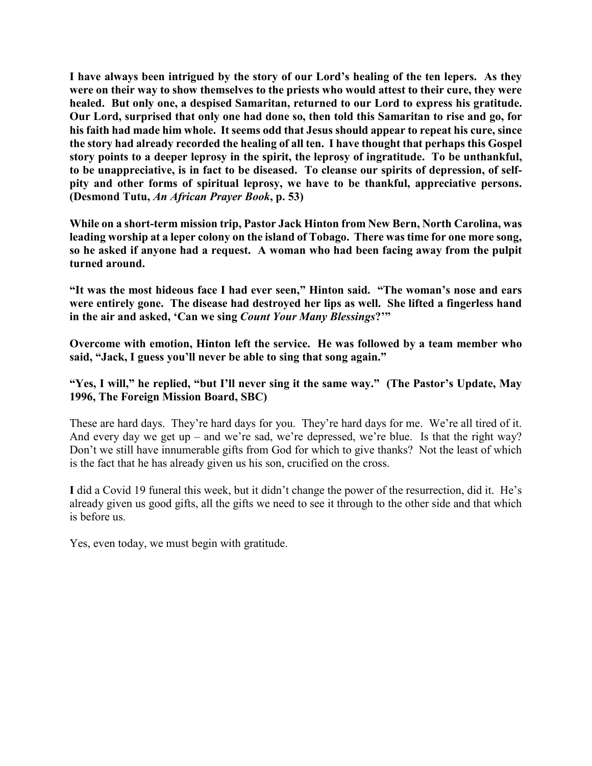**I have always been intrigued by the story of our Lord's healing of the ten lepers. As they were on their way to show themselves to the priests who would attest to their cure, they were healed. But only one, a despised Samaritan, returned to our Lord to express his gratitude. Our Lord, surprised that only one had done so, then told this Samaritan to rise and go, for his faith had made him whole. It seems odd that Jesus should appear to repeat his cure, since the story had already recorded the healing of all ten. I have thought that perhaps this Gospel story points to a deeper leprosy in the spirit, the leprosy of ingratitude. To be unthankful, to be unappreciative, is in fact to be diseased. To cleanse our spirits of depression, of self-pity and other forms of spiritual leprosy, we have to be thankful, appreciative persons. (Desmond Tutu, *An African Prayer Book*, p. 53)**

**While on a short-term mission trip, Pastor Jack Hinton from New Bern, North Carolina, was leading worship at a leper colony on the island of Tobago. There was time for one more song, so he asked if anyone had a request. A woman who had been facing away from the pulpit turned around.**

**"It was the most hideous face I had ever seen," Hinton said. "The woman's nose and ears were entirely gone. The disease had destroyed her lips as well. She lifted a fingerless hand in the air and asked, 'Can we sing *Count Your Many Blessings*?'"**

**Overcome with emotion, Hinton left the service. He was followed by a team member who said, "Jack, I guess you'll never be able to sing that song again."**

**"Yes, I will," he replied, "but I'll never sing it the same way." (The Pastor's Update, May 1996, The Foreign Mission Board, SBC)**

These are hard days. They're hard days for you. They're hard days for me. We're all tired of it. And every day we get up – and we're sad, we're depressed, we're blue. Is that the right way? Don't we still have innumerable gifts from God for which to give thanks? Not the least of which is the fact that he has already given us his son, crucified on the cross.

**I** did a Covid 19 funeral this week, but it didn't change the power of the resurrection, did it. He's already given us good gifts, all the gifts we need to see it through to the other side and that which is before us.

Yes, even today, we must begin with gratitude.